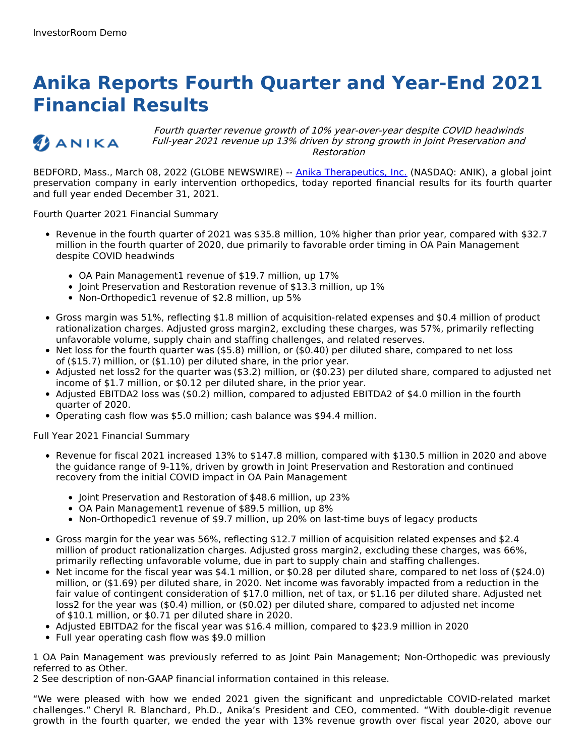InvestorRoom Demo

# Anika Reports Fourth Quarter and Year-End 2021 Financial Results

*Fourth quarter revenue growth of 10% year-over-year despite COVID headwinds*
*Full-year 2021 revenue up 13% driven by strong growth in Joint Preservation and Restoration*

BEDFORD, Mass., March 08, 2022 (GLOBE NEWSWIRE) -- Anika Therapeutics, Inc. (NASDAQ: ANIK), a global joint preservation company in early intervention orthopedics, today reported financial results for its fourth quarter and full year ended December 31, 2021.

Fourth Quarter 2021 Financial Summary

- Revenue in the fourth quarter of 2021 was $35.8 million, 10% higher than prior year, compared with $32.7 million in the fourth quarter of 2020, due primarily to favorable order timing in OA Pain Management despite COVID headwinds
  - OA Pain Management[1] revenue of $19.7 million, up 17%
  - Joint Preservation and Restoration revenue of $13.3 million, up 1%
  - Non-Orthopedic[1] revenue of $2.8 million, up 5%
- Gross margin was 51%, reflecting $1.8 million of acquisition-related expenses and $0.4 million of product rationalization charges. Adjusted gross margin[2], excluding these charges, was 57%, primarily reflecting unfavorable volume, supply chain and staffing challenges, and related reserves.
- Net loss for the fourth quarter was ($5.8) million, or ($0.40) per diluted share, compared to net loss of ($15.7) million, or ($1.10) per diluted share, in the prior year.
- Adjusted net loss[2] for the quarter was ($3.2) million, or ($0.23) per diluted share, compared to adjusted net income of $1.7 million, or $0.12 per diluted share, in the prior year.
- Adjusted EBITDA[2] loss was ($0.2) million, compared to adjusted EBITDA[2] of $4.0 million in the fourth quarter of 2020.
- Operating cash flow was $5.0 million; cash balance was $94.4 million.

Full Year 2021 Financial Summary

- Revenue for fiscal 2021 increased 13% to $147.8 million, compared with $130.5 million in 2020 and above the guidance range of 9-11%, driven by growth in Joint Preservation and Restoration and continued recovery from the initial COVID impact in OA Pain Management
  - Joint Preservation and Restoration of $48.6 million, up 23%
  - OA Pain Management[1] revenue of $89.5 million, up 8%
  - Non-Orthopedic[1] revenue of $9.7 million, up 20% on last-time buys of legacy products
- Gross margin for the year was 56%, reflecting $12.7 million of acquisition related expenses and $2.4 million of product rationalization charges. Adjusted gross margin[2], excluding these charges, was 66%, primarily reflecting unfavorable volume, due in part to supply chain and staffing challenges.
- Net income for the fiscal year was $4.1 million, or $0.28 per diluted share, compared to net loss of ($24.0) million, or ($1.69) per diluted share, in 2020. Net income was favorably impacted from a reduction in the fair value of contingent consideration of $17.0 million, net of tax, or $1.16 per diluted share. Adjusted net loss[2] for the year was ($0.4) million, or ($0.02) per diluted share, compared to adjusted net income of $10.1 million, or $0.71 per diluted share in 2020.
- Adjusted EBITDA[2] for the fiscal year was $16.4 million, compared to $23.9 million in 2020
- Full year operating cash flow was $9.0 million

1 OA Pain Management was previously referred to as Joint Pain Management; Non-Orthopedic was previously referred to as Other.
2 See description of non-GAAP financial information contained in this release.

"We were pleased with how we ended 2021 given the significant and unpredictable COVID-related market challenges." Cheryl R. Blanchard, Ph.D., Anika's President and CEO, commented. "With double-digit revenue growth in the fourth quarter, we ended the year with 13% revenue growth over fiscal year 2020, above our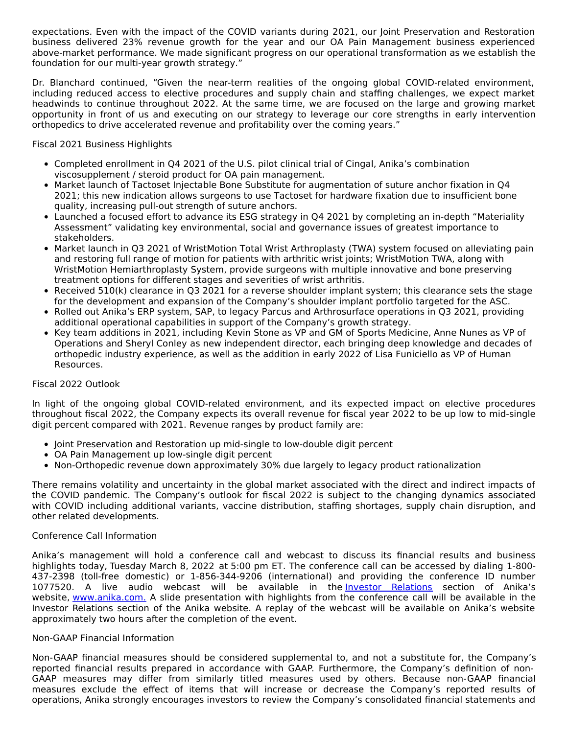expectations. Even with the impact of the COVID variants during 2021, our Joint Preservation and Restoration business delivered 23% revenue growth for the year and our OA Pain Management business experienced above-market performance. We made significant progress on our operational transformation as we establish the foundation for our multi-year growth strategy."

Dr. Blanchard continued, "Given the near-term realities of the ongoing global COVID-related environment, including reduced access to elective procedures and supply chain and staffing challenges, we expect market headwinds to continue throughout 2022. At the same time, we are focused on the large and growing market opportunity in front of us and executing on our strategy to leverage our core strengths in early intervention orthopedics to drive accelerated revenue and profitability over the coming years."

Fiscal 2021 Business Highlights

- Completed enrollment in Q4 2021 of the U.S. pilot clinical trial of Cingal, Anika's combination viscosupplement / steroid product for OA pain management.
- Market launch of Tactoset Injectable Bone Substitute for augmentation of suture anchor fixation in Q4 2021; this new indication allows surgeons to use Tactoset for hardware fixation due to insufficient bone quality, increasing pull-out strength of suture anchors.
- Launched a focused effort to advance its ESG strategy in Q4 2021 by completing an in-depth "Materiality Assessment" validating key environmental, social and governance issues of greatest importance to stakeholders.
- Market launch in Q3 2021 of WristMotion Total Wrist Arthroplasty (TWA) system focused on alleviating pain and restoring full range of motion for patients with arthritic wrist joints; WristMotion TWA, along with WristMotion Hemiarthroplasty System, provide surgeons with multiple innovative and bone preserving treatment options for different stages and severities of wrist arthritis.
- Received 510(k) clearance in Q3 2021 for a reverse shoulder implant system; this clearance sets the stage for the development and expansion of the Company's shoulder implant portfolio targeted for the ASC.
- Rolled out Anika's ERP system, SAP, to legacy Parcus and Arthrosurface operations in Q3 2021, providing additional operational capabilities in support of the Company's growth strategy.
- Key team additions in 2021, including Kevin Stone as VP and GM of Sports Medicine, Anne Nunes as VP of Operations and Sheryl Conley as new independent director, each bringing deep knowledge and decades of orthopedic industry experience, as well as the addition in early 2022 of Lisa Funiciello as VP of Human Resources.

Fiscal 2022 Outlook

In light of the ongoing global COVID-related environment, and its expected impact on elective procedures throughout fiscal 2022, the Company expects its overall revenue for fiscal year 2022 to be up low to mid-single digit percent compared with 2021. Revenue ranges by product family are:

- Joint Preservation and Restoration up mid-single to low-double digit percent
- OA Pain Management up low-single digit percent
- Non-Orthopedic revenue down approximately 30% due largely to legacy product rationalization

There remains volatility and uncertainty in the global market associated with the direct and indirect impacts of the COVID pandemic. The Company's outlook for fiscal 2022 is subject to the changing dynamics associated with COVID including additional variants, vaccine distribution, staffing shortages, supply chain disruption, and other related developments.

Conference Call Information

Anika's management will hold a conference call and webcast to discuss its financial results and business highlights today, Tuesday March 8, 2022 at 5:00 pm ET. The conference call can be accessed by dialing 1-800-437-2398 (toll-free domestic) or 1-856-344-9206 (international) and providing the conference ID number 1077520. A live audio webcast will be available in the [Investor Relations](#) section of Anika's website, [www.anika.com.](http://www.anika.com) A slide presentation with highlights from the conference call will be available in the Investor Relations section of the Anika website. A replay of the webcast will be available on Anika's website approximately two hours after the completion of the event.

Non-GAAP Financial Information

Non-GAAP financial measures should be considered supplemental to, and not a substitute for, the Company's reported financial results prepared in accordance with GAAP. Furthermore, the Company's definition of non-GAAP measures may differ from similarly titled measures used by others. Because non-GAAP financial measures exclude the effect of items that will increase or decrease the Company's reported results of operations, Anika strongly encourages investors to review the Company's consolidated financial statements and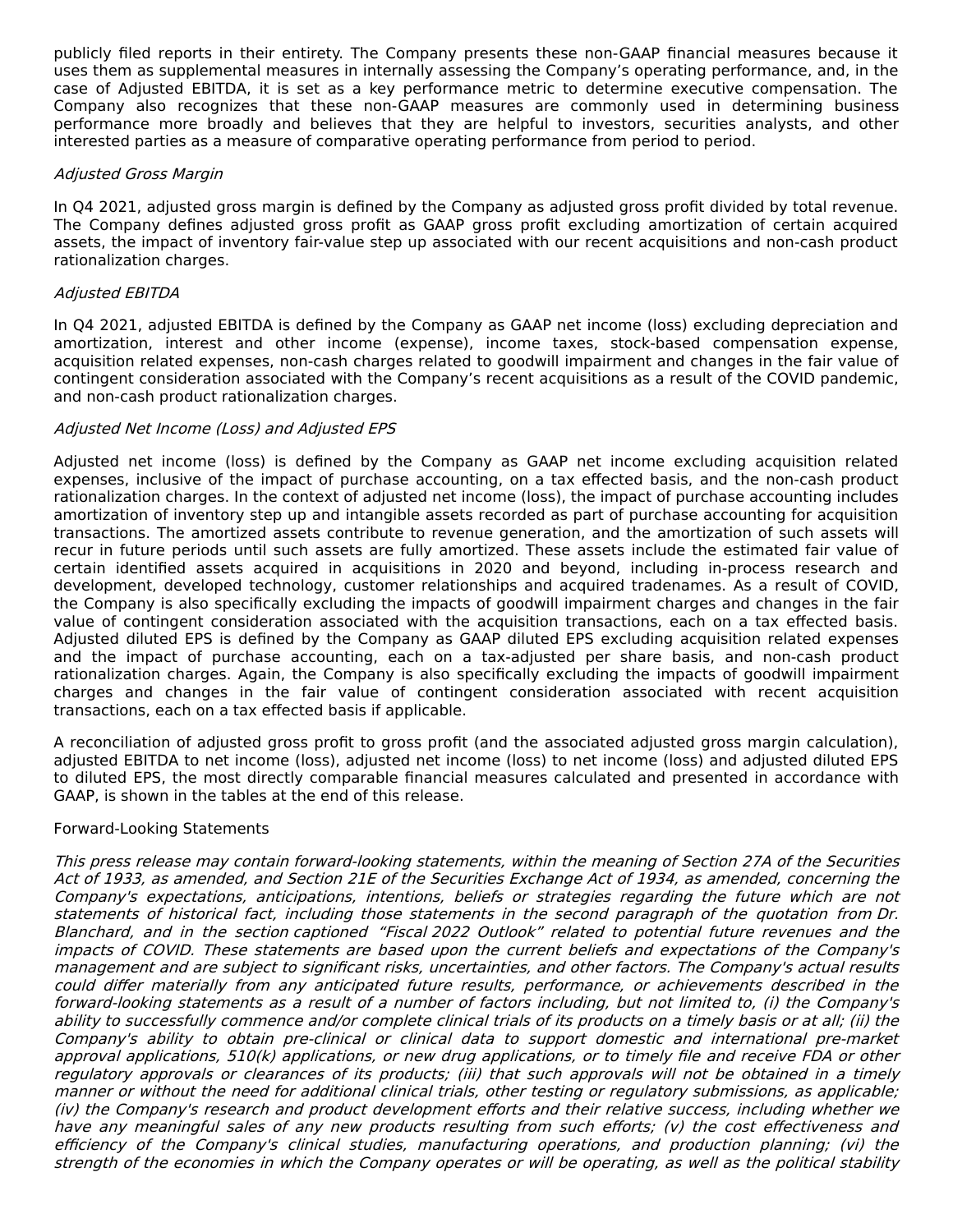publicly filed reports in their entirety. The Company presents these non-GAAP financial measures because it uses them as supplemental measures in internally assessing the Company's operating performance, and, in the case of Adjusted EBITDA, it is set as a key performance metric to determine executive compensation. The Company also recognizes that these non-GAAP measures are commonly used in determining business performance more broadly and believes that they are helpful to investors, securities analysts, and other interested parties as a measure of comparative operating performance from period to period.

*Adjusted Gross Margin*

In Q4 2021, adjusted gross margin is defined by the Company as adjusted gross profit divided by total revenue. The Company defines adjusted gross profit as GAAP gross profit excluding amortization of certain acquired assets, the impact of inventory fair-value step up associated with our recent acquisitions and non-cash product rationalization charges.

*Adjusted EBITDA*

In Q4 2021, adjusted EBITDA is defined by the Company as GAAP net income (loss) excluding depreciation and amortization, interest and other income (expense), income taxes, stock-based compensation expense, acquisition related expenses, non-cash charges related to goodwill impairment and changes in the fair value of contingent consideration associated with the Company's recent acquisitions as a result of the COVID pandemic, and non-cash product rationalization charges.

*Adjusted Net Income (Loss) and Adjusted EPS*

Adjusted net income (loss) is defined by the Company as GAAP net income excluding acquisition related expenses, inclusive of the impact of purchase accounting, on a tax effected basis, and the non-cash product rationalization charges. In the context of adjusted net income (loss), the impact of purchase accounting includes amortization of inventory step up and intangible assets recorded as part of purchase accounting for acquisition transactions. The amortized assets contribute to revenue generation, and the amortization of such assets will recur in future periods until such assets are fully amortized. These assets include the estimated fair value of certain identified assets acquired in acquisitions in 2020 and beyond, including in-process research and development, developed technology, customer relationships and acquired tradenames. As a result of COVID, the Company is also specifically excluding the impacts of goodwill impairment charges and changes in the fair value of contingent consideration associated with the acquisition transactions, each on a tax effected basis. Adjusted diluted EPS is defined by the Company as GAAP diluted EPS excluding acquisition related expenses and the impact of purchase accounting, each on a tax-adjusted per share basis, and non-cash product rationalization charges. Again, the Company is also specifically excluding the impacts of goodwill impairment charges and changes in the fair value of contingent consideration associated with recent acquisition transactions, each on a tax effected basis if applicable.

A reconciliation of adjusted gross profit to gross profit (and the associated adjusted gross margin calculation), adjusted EBITDA to net income (loss), adjusted net income (loss) to net income (loss) and adjusted diluted EPS to diluted EPS, the most directly comparable financial measures calculated and presented in accordance with GAAP, is shown in the tables at the end of this release.

Forward-Looking Statements

*This press release may contain forward-looking statements, within the meaning of Section 27A of the Securities Act of 1933, as amended, and Section 21E of the Securities Exchange Act of 1934, as amended, concerning the Company's expectations, anticipations, intentions, beliefs or strategies regarding the future which are not statements of historical fact, including those statements in the second paragraph of the quotation from Dr. Blanchard, and in the section captioned "Fiscal 2022 Outlook" related to potential future revenues and the impacts of COVID. These statements are based upon the current beliefs and expectations of the Company's management and are subject to significant risks, uncertainties, and other factors. The Company's actual results could differ materially from any anticipated future results, performance, or achievements described in the forward-looking statements as a result of a number of factors including, but not limited to, (i) the Company's ability to successfully commence and/or complete clinical trials of its products on a timely basis or at all; (ii) the Company's ability to obtain pre-clinical or clinical data to support domestic and international pre-market approval applications, 510(k) applications, or new drug applications, or to timely file and receive FDA or other regulatory approvals or clearances of its products; (iii) that such approvals will not be obtained in a timely manner or without the need for additional clinical trials, other testing or regulatory submissions, as applicable; (iv) the Company's research and product development efforts and their relative success, including whether we have any meaningful sales of any new products resulting from such efforts; (v) the cost effectiveness and efficiency of the Company's clinical studies, manufacturing operations, and production planning; (vi) the strength of the economies in which the Company operates or will be operating, as well as the political stability*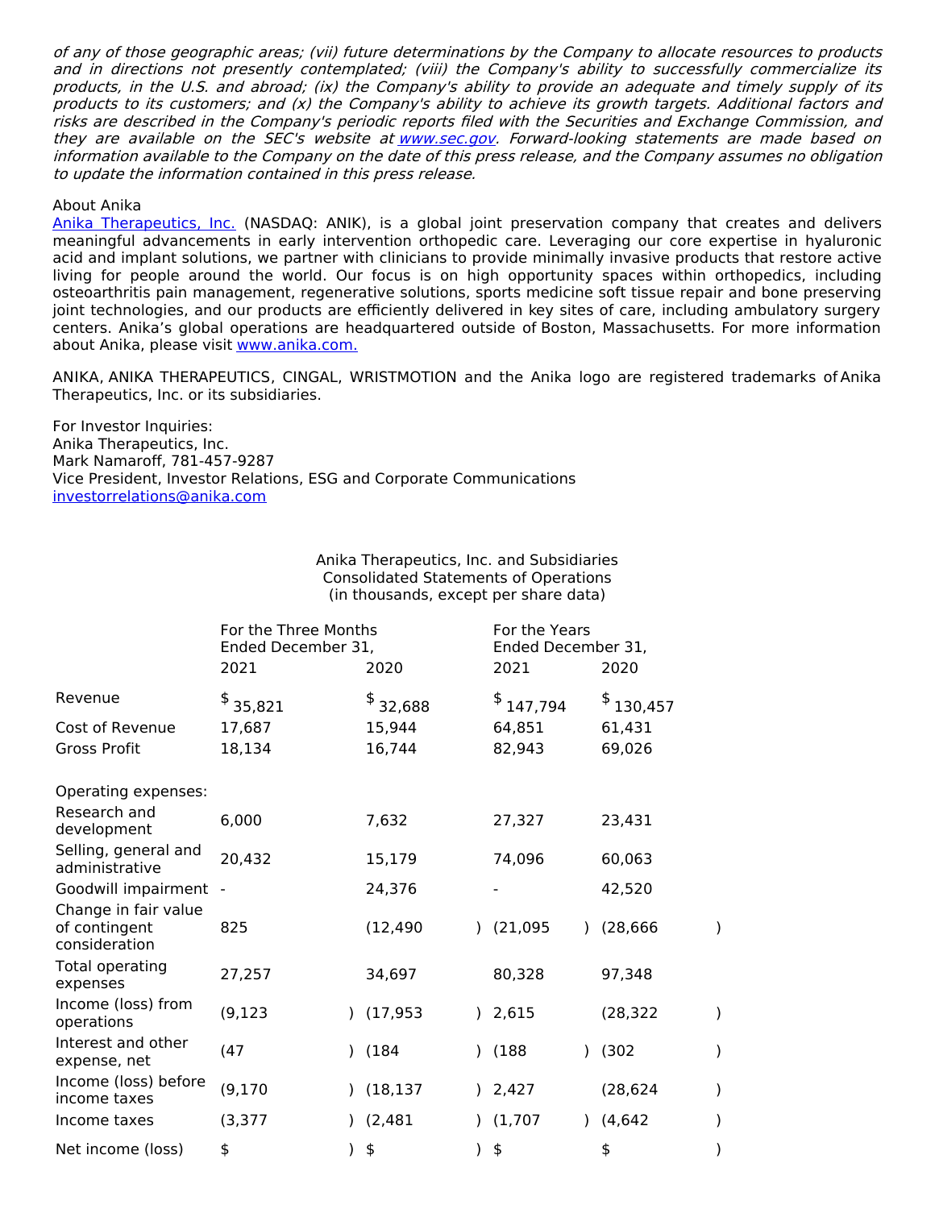*of any of those geographic areas; (vii) future determinations by the Company to allocate resources to products and in directions not presently contemplated; (viii) the Company's ability to successfully commercialize its products, in the U.S. and abroad; (ix) the Company's ability to provide an adequate and timely supply of its products to its customers; and (x) the Company's ability to achieve its growth targets. Additional factors and risks are described in the Company's periodic reports filed with the Securities and Exchange Commission, and they are available on the SEC's website at www.sec.gov. Forward-looking statements are made based on information available to the Company on the date of this press release, and the Company assumes no obligation to update the information contained in this press release.*

About Anika

Anika Therapeutics, Inc. (NASDAQ: ANIK), is a global joint preservation company that creates and delivers meaningful advancements in early intervention orthopedic care. Leveraging our core expertise in hyaluronic acid and implant solutions, we partner with clinicians to provide minimally invasive products that restore active living for people around the world. Our focus is on high opportunity spaces within orthopedics, including osteoarthritis pain management, regenerative solutions, sports medicine soft tissue repair and bone preserving joint technologies, and our products are efficiently delivered in key sites of care, including ambulatory surgery centers. Anika's global operations are headquartered outside of Boston, Massachusetts. For more information about Anika, please visit www.anika.com.

ANIKA, ANIKA THERAPEUTICS, CINGAL, WRISTMOTION and the Anika logo are registered trademarks of Anika Therapeutics, Inc. or its subsidiaries.

For Investor Inquiries:
Anika Therapeutics, Inc.
Mark Namaroff, 781-457-9287
Vice President, Investor Relations, ESG and Corporate Communications
investorrelations@anika.com

Anika Therapeutics, Inc. and Subsidiaries
Consolidated Statements of Operations
(in thousands, except per share data)

| | For the Three Months Ended December 31, | | For the Years Ended December 31, | |
|---|---|---|---|---|
| | 2021 | 2020 | 2021 | 2020 |
| Revenue | $ 35,821 | $ 32,688 | $ 147,794 | $ 130,457 |
| Cost of Revenue | 17,687 | 15,944 | 64,851 | 61,431 |
| Gross Profit | 18,134 | 16,744 | 82,943 | 69,026 |
| | | | | |
| Operating expenses: | | | | |
| Research and development | 6,000 | 7,632 | 27,327 | 23,431 |
| Selling, general and administrative | 20,432 | 15,179 | 74,096 | 60,063 |
| Goodwill impairment | - | 24,376 | - | 42,520 |
| Change in fair value of contingent consideration | 825 | (12,490) | (21,095) | (28,666) |
| Total operating expenses | 27,257 | 34,697 | 80,328 | 97,348 |
| Income (loss) from operations | (9,123) | (17,953) | 2,615 | (28,322) |
| Interest and other expense, net | (47) | (184) | (188) | (302) |
| Income (loss) before income taxes | (9,170) | (18,137) | 2,427 | (28,624) |
| Income taxes | (3,377) | (2,481) | (1,707) | (4,642) |
| Net income (loss) | $ ) | $ ) | $ | $ ) |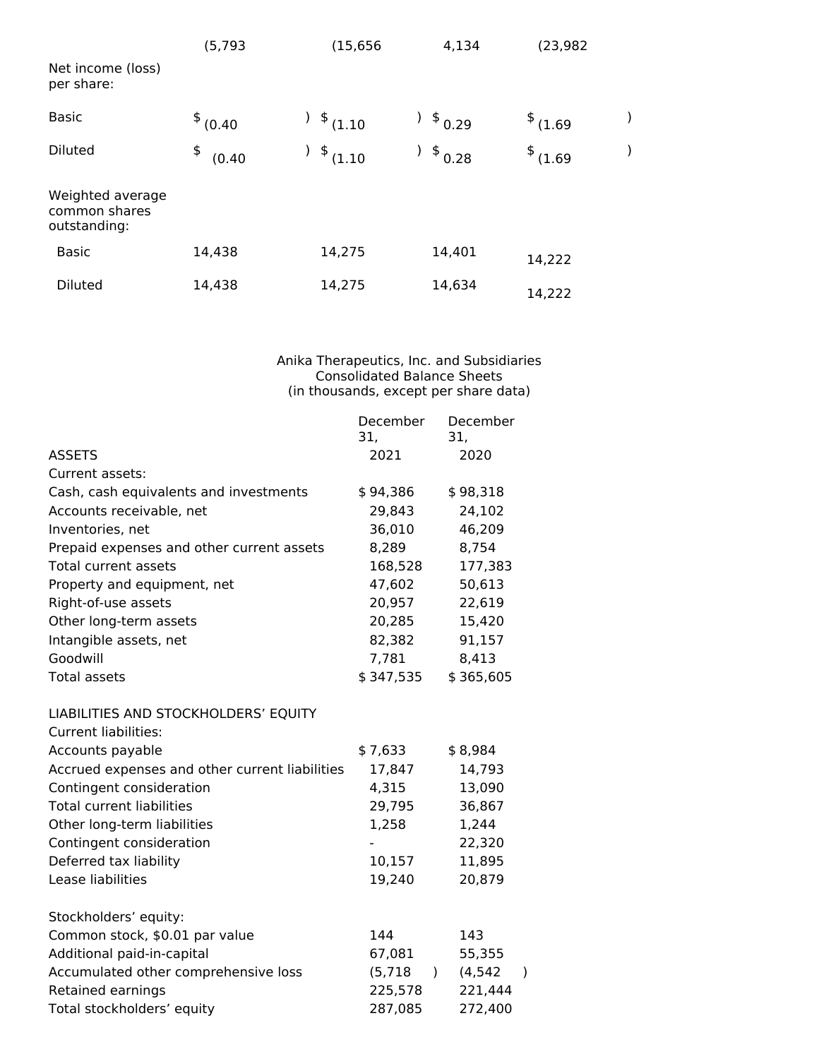| | | | | |
|---|---|---|---|---|
| | (5,793) | (15,656) | 4,134 | (23,982) |
| Net income (loss) per share: | | | | |
| Basic | $ (0.40) | $ (1.10) | $ 0.29 | $ (1.69) |
| Diluted | $ (0.40) | $ (1.10) | $ 0.28 | $ (1.69) |
| Weighted average common shares outstanding: | | | | |
| Basic | 14,438 | 14,275 | 14,401 | 14,222 |
| Diluted | 14,438 | 14,275 | 14,634 | 14,222 |

Anika Therapeutics, Inc. and Subsidiaries
Consolidated Balance Sheets
(in thousands, except per share data)

| | December 31, 2021 | December 31, 2020 |
|---|---|---|
| ASSETS | | |
| Current assets: | | |
| Cash, cash equivalents and investments | $ 94,386 | $ 98,318 |
| Accounts receivable, net | 29,843 | 24,102 |
| Inventories, net | 36,010 | 46,209 |
| Prepaid expenses and other current assets | 8,289 | 8,754 |
| Total current assets | 168,528 | 177,383 |
| Property and equipment, net | 47,602 | 50,613 |
| Right-of-use assets | 20,957 | 22,619 |
| Other long-term assets | 20,285 | 15,420 |
| Intangible assets, net | 82,382 | 91,157 |
| Goodwill | 7,781 | 8,413 |
| Total assets | $ 347,535 | $ 365,605 |
| | | |
| LIABILITIES AND STOCKHOLDERS' EQUITY | | |
| Current liabilities: | | |
| Accounts payable | $ 7,633 | $ 8,984 |
| Accrued expenses and other current liabilities | 17,847 | 14,793 |
| Contingent consideration | 4,315 | 13,090 |
| Total current liabilities | 29,795 | 36,867 |
| Other long-term liabilities | 1,258 | 1,244 |
| Contingent consideration | - | 22,320 |
| Deferred tax liability | 10,157 | 11,895 |
| Lease liabilities | 19,240 | 20,879 |
| | | |
| Stockholders' equity: | | |
| Common stock, $0.01 par value | 144 | 143 |
| Additional paid-in-capital | 67,081 | 55,355 |
| Accumulated other comprehensive loss | (5,718) | (4,542) |
| Retained earnings | 225,578 | 221,444 |
| Total stockholders' equity | 287,085 | 272,400 |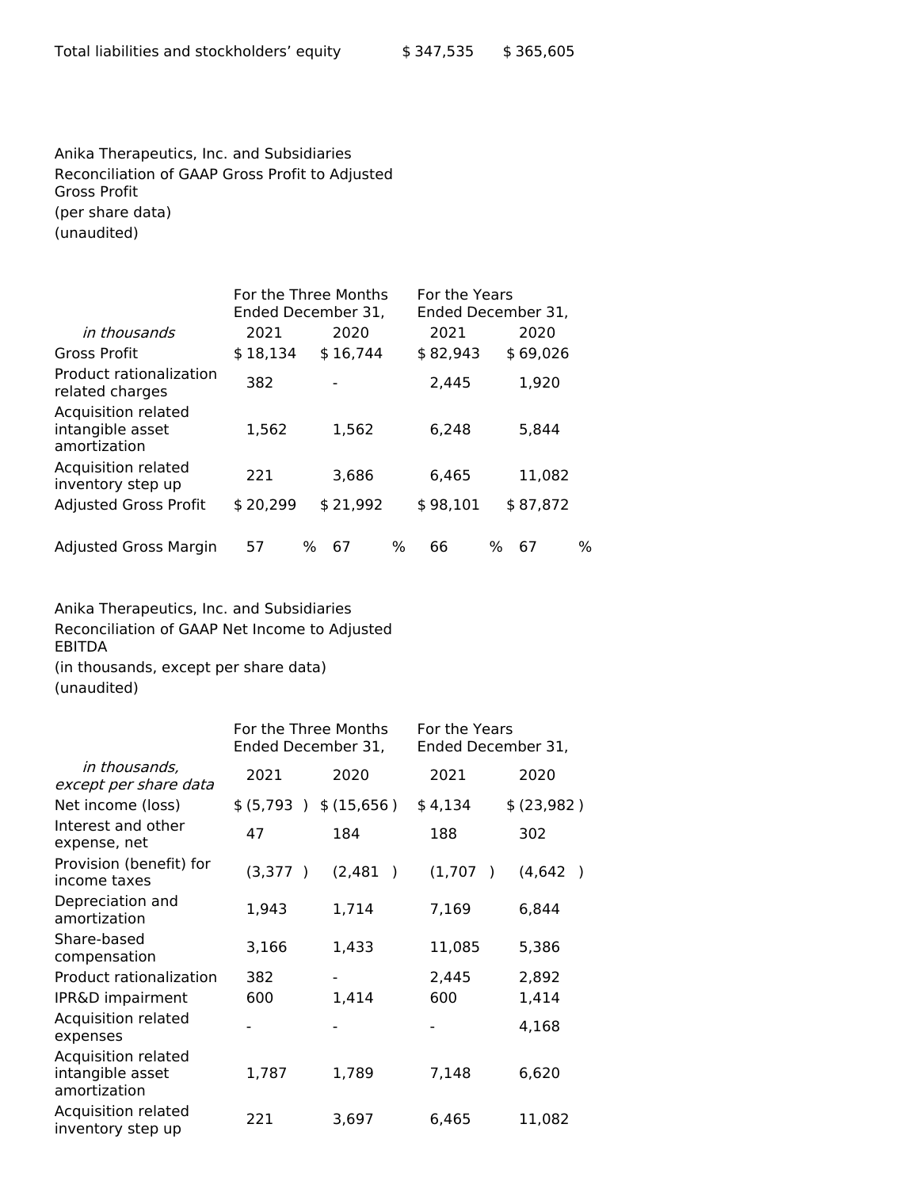| Total liabilities and stockholders' equity | $ 347,535 | $ 365,605 |
|---|---|---|

Anika Therapeutics, Inc. and Subsidiaries
Reconciliation of GAAP Gross Profit to Adjusted Gross Profit
(per share data)
(unaudited)

| | For the Three Months Ended December 31, | | For the Years Ended December 31, | |
|---|---|---|---|---|
| *in thousands* | 2021 | 2020 | 2021 | 2020 |
| Gross Profit | $ 18,134 | $ 16,744 | $ 82,943 | $ 69,026 |
| Product rationalization related charges | 382 | - | 2,445 | 1,920 |
| Acquisition related intangible asset amortization | 1,562 | 1,562 | 6,248 | 5,844 |
| Acquisition related inventory step up | 221 | 3,686 | 6,465 | 11,082 |
| Adjusted Gross Profit | $ 20,299 | $ 21,992 | $ 98,101 | $ 87,872 |
| Adjusted Gross Margin | 57 % | 67 % | 66 % | 67 % |

Anika Therapeutics, Inc. and Subsidiaries
Reconciliation of GAAP Net Income to Adjusted EBITDA
(in thousands, except per share data)
(unaudited)

| | For the Three Months Ended December 31, | | For the Years Ended December 31, | |
|---|---|---|---|---|
| *in thousands, except per share data* | 2021 | 2020 | 2021 | 2020 |
| Net income (loss) | $ (5,793 ) | $ (15,656 ) | $ 4,134 | $ (23,982 ) |
| Interest and other expense, net | 47 | 184 | 188 | 302 |
| Provision (benefit) for income taxes | (3,377 ) | (2,481 ) | (1,707 ) | (4,642 ) |
| Depreciation and amortization | 1,943 | 1,714 | 7,169 | 6,844 |
| Share-based compensation | 3,166 | 1,433 | 11,085 | 5,386 |
| Product rationalization | 382 | - | 2,445 | 2,892 |
| IPR&D impairment | 600 | 1,414 | 600 | 1,414 |
| Acquisition related expenses | - | - | - | 4,168 |
| Acquisition related intangible asset amortization | 1,787 | 1,789 | 7,148 | 6,620 |
| Acquisition related inventory step up | 221 | 3,697 | 6,465 | 11,082 |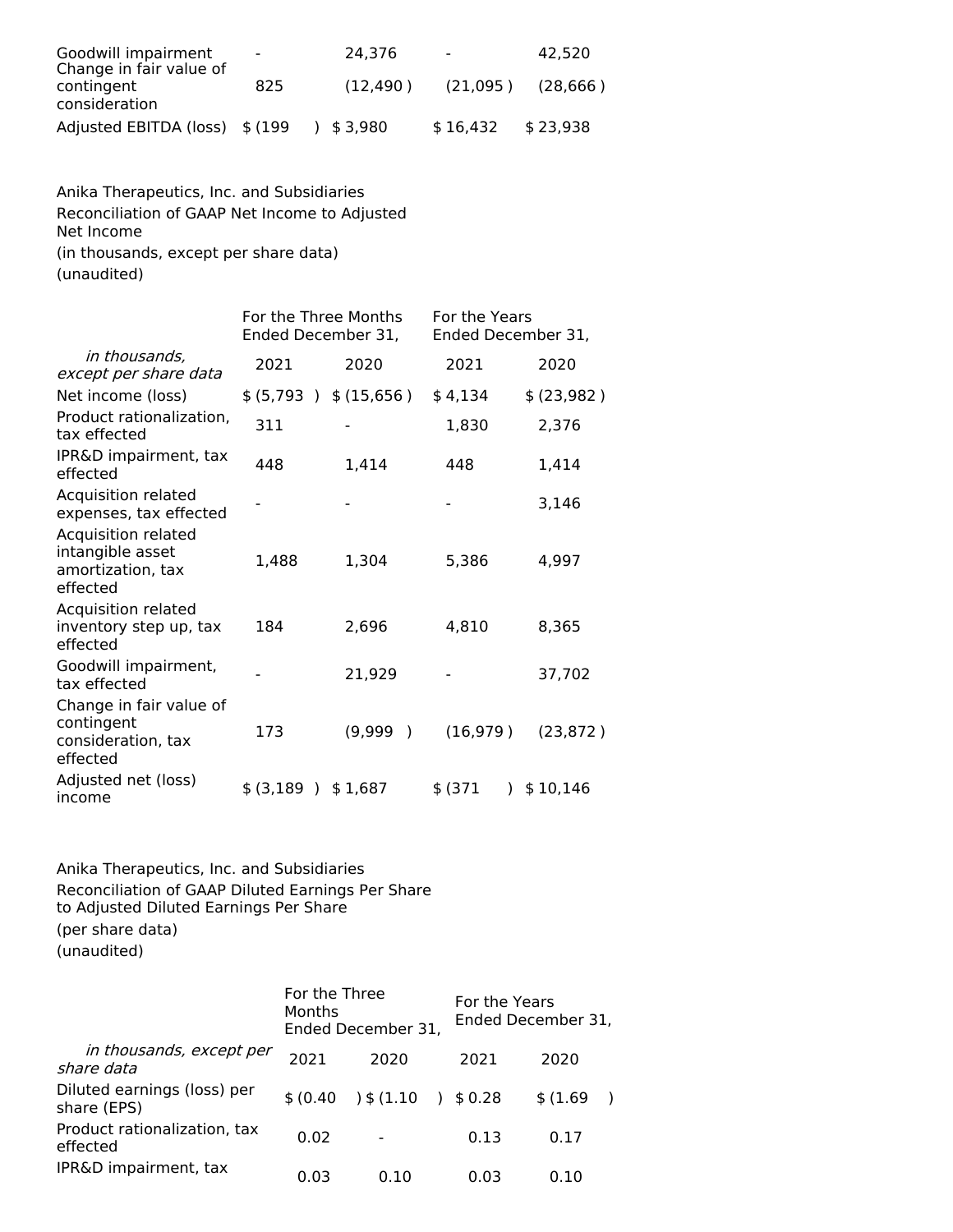| | | | | |
|---|---|---|---|---|
| Goodwill impairment | - | 24,376 | - | 42,520 |
| Change in fair value of contingent consideration | 825 | (12,490 ) | (21,095 ) | (28,666 ) |
| Adjusted EBITDA (loss) | $ (199 ) | $ 3,980 | $ 16,432 | $ 23,938 |

Anika Therapeutics, Inc. and Subsidiaries
Reconciliation of GAAP Net Income to Adjusted Net Income
(in thousands, except per share data)
(unaudited)

| | For the Three Months Ended December 31, | | For the Years Ended December 31, | |
|---|---|---|---|---|
| *in thousands, except per share data* | 2021 | 2020 | 2021 | 2020 |
| Net income (loss) | $ (5,793 ) | $ (15,656 ) | $ 4,134 | $ (23,982 ) |
| Product rationalization, tax effected | 311 | - | 1,830 | 2,376 |
| IPR&D impairment, tax effected | 448 | 1,414 | 448 | 1,414 |
| Acquisition related expenses, tax effected | - | - | - | 3,146 |
| Acquisition related intangible asset amortization, tax effected | 1,488 | 1,304 | 5,386 | 4,997 |
| Acquisition related inventory step up, tax effected | 184 | 2,696 | 4,810 | 8,365 |
| Goodwill impairment, tax effected | - | 21,929 | - | 37,702 |
| Change in fair value of contingent consideration, tax effected | 173 | (9,999 ) | (16,979 ) | (23,872 ) |
| Adjusted net (loss) income | $ (3,189 ) | $ 1,687 | $ (371 ) | $ 10,146 |

Anika Therapeutics, Inc. and Subsidiaries
Reconciliation of GAAP Diluted Earnings Per Share to Adjusted Diluted Earnings Per Share
(per share data)
(unaudited)

| | For the Three Months Ended December 31, | | For the Years Ended December 31, | |
|---|---|---|---|---|
| *in thousands, except per share data* | 2021 | 2020 | 2021 | 2020 |
| Diluted earnings (loss) per share (EPS) | $ (0.40 ) | $ (1.10 ) | $ 0.28 | $ (1.69 ) |
| Product rationalization, tax effected | 0.02 | - | 0.13 | 0.17 |
| IPR&D impairment, tax | 0.03 | 0.10 | 0.03 | 0.10 |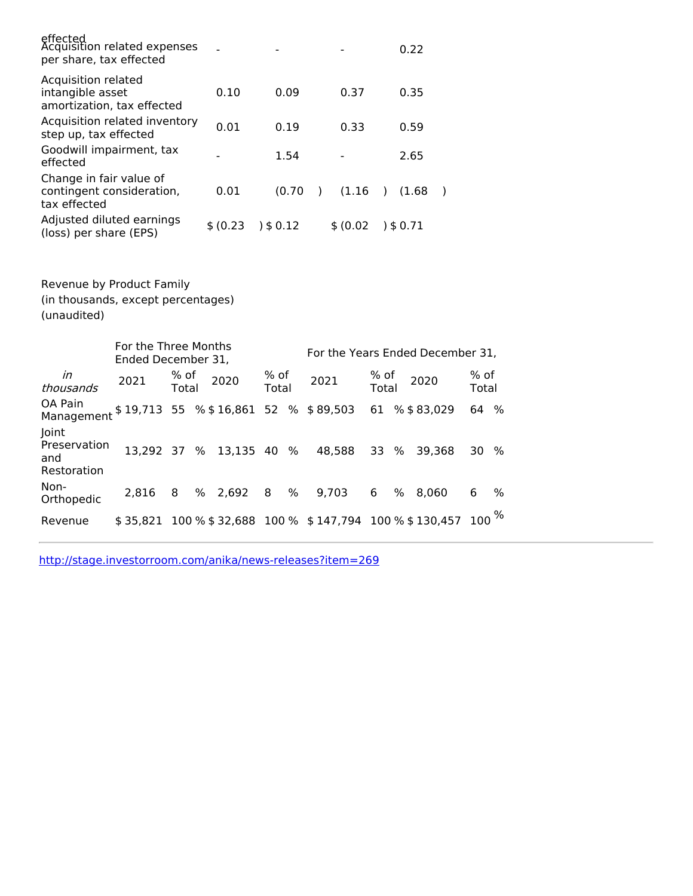| | | | | |
|---|---|---|---|---|
| effected | | | | |
| Acquisition related expenses per share, tax effected | - | - | - | 0.22 |
| Acquisition related intangible asset amortization, tax effected | 0.10 | 0.09 | 0.37 | 0.35 |
| Acquisition related inventory step up, tax effected | 0.01 | 0.19 | 0.33 | 0.59 |
| Goodwill impairment, tax effected | - | 1.54 | - | 2.65 |
| Change in fair value of contingent consideration, tax effected | 0.01 | (0.70) | (1.16) | (1.68) |
| Adjusted diluted earnings (loss) per share (EPS) | $ (0.23) | $ 0.12 | $ (0.02) | $ 0.71 |

Revenue by Product Family
(in thousands, except percentages)
(unaudited)

| | For the Three Months Ended December 31, | | | | For the Years Ended December 31, | | | |
|---|---|---|---|---|---|---|---|---|
| *in thousands* | 2021 | % of Total | 2020 | % of Total | 2021 | % of Total | 2020 | % of Total |
| OA Pain Management | $ 19,713 | 55 % | $ 16,861 | 52 % | $ 89,503 | 61 % | $ 83,029 | 64 % |
| Joint Preservation and Restoration | 13,292 | 37 % | 13,135 | 40 % | 48,588 | 33 % | 39,368 | 30 % |
| Non-Orthopedic | 2,816 | 8 % | 2,692 | 8 % | 9,703 | 6 % | 8,060 | 6 % |
| Revenue | $ 35,821 | 100 % | $ 32,688 | 100 % | $ 147,794 | 100 % | $ 130,457 | 100 % |

http://stage.investorroom.com/anika/news-releases?item=269